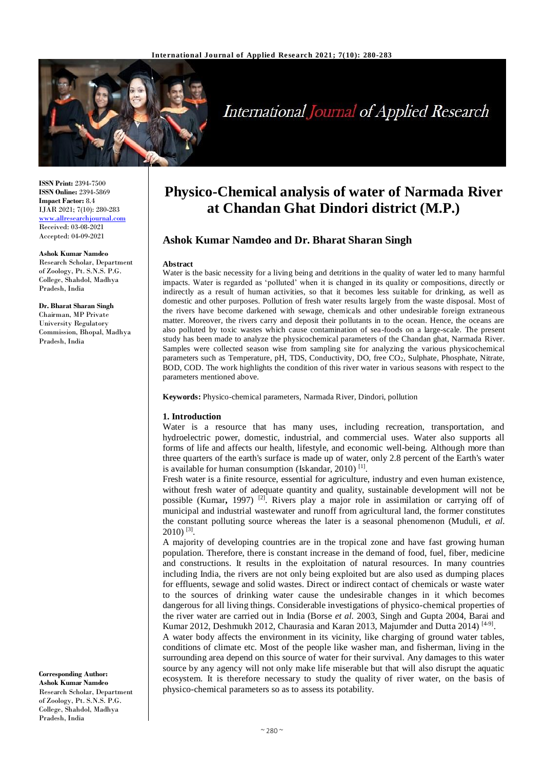**ISSN Print:** 2394-7500
**ISSN Online:** 2394-5869
**Impact Factor:** 8.4
IJAR 2021; 7(10): 280-283
www.allresearchjournal.com
Received: 03-08-2021
Accepted: 04-09-2021

**Ashok Kumar Namdeo**
Research Scholar, Department of Zoology, Pt. S.N.S. P.G. College, Shahdol, Madhya Pradesh, India

**Dr. Bharat Sharan Singh**
Chairman, MP Private University Regulatory Commission, Bhopal, Madhya Pradesh, India

**Corresponding Author:**
**Ashok Kumar Namdeo**
Research Scholar, Department of Zoology, Pt. S.N.S. P.G. College, Shahdol, Madhya Pradesh, India

# Physico-Chemical analysis of water of Narmada River at Chandan Ghat Dindori district (M.P.)

## Ashok Kumar Namdeo and Dr. Bharat Sharan Singh

**Abstract**

Water is the basic necessity for a living being and detritions in the quality of water led to many harmful impacts. Water is regarded as 'polluted' when it is changed in its quality or compositions, directly or indirectly as a result of human activities, so that it becomes less suitable for drinking, as well as domestic and other purposes. Pollution of fresh water results largely from the waste disposal. Most of the rivers have become darkened with sewage, chemicals and other undesirable foreign extraneous matter. Moreover, the rivers carry and deposit their pollutants in to the ocean. Hence, the oceans are also polluted by toxic wastes which cause contamination of sea-foods on a large-scale. The present study has been made to analyze the physicochemical parameters of the Chandan ghat, Narmada River. Samples were collected season wise from sampling site for analyzing the various physicochemical parameters such as Temperature, pH, TDS, Conductivity, DO, free $CO_2$, Sulphate, Phosphate, Nitrate, BOD, COD. The work highlights the condition of this river water in various seasons with respect to the parameters mentioned above.

**Keywords:** Physico-chemical parameters, Narmada River, Dindori, pollution

### 1. Introduction

Water is a resource that has many uses, including recreation, transportation, and hydroelectric power, domestic, industrial, and commercial uses. Water also supports all forms of life and affects our health, lifestyle, and economic well-being. Although more than three quarters of the earth's surface is made up of water, only 2.8 percent of the Earth's water is available for human consumption (Iskandar, 2010) [1].

Fresh water is a finite resource, essential for agriculture, industry and even human existence, without fresh water of adequate quantity and quality, sustainable development will not be possible (Kumar**,** 1997) [2]. Rivers play a major role in assimilation or carrying off of municipal and industrial wastewater and runoff from agricultural land, the former constitutes the constant polluting source whereas the later is a seasonal phenomenon (Muduli, *et al.* 2010) [3].

A majority of developing countries are in the tropical zone and have fast growing human population. Therefore, there is constant increase in the demand of food, fuel, fiber, medicine and constructions. It results in the exploitation of natural resources. In many countries including India, the rivers are not only being exploited but are also used as dumping places for effluents, sewage and solid wastes. Direct or indirect contact of chemicals or waste water to the sources of drinking water cause the undesirable changes in it which becomes dangerous for all living things. Considerable investigations of physico-chemical properties of the river water are carried out in India (Borse *et al.* 2003, Singh and Gupta 2004, Barai and Kumar 2012, Deshmukh 2012, Chaurasia and Karan 2013, Majumder and Dutta 2014) [4-9].

A water body affects the environment in its vicinity, like charging of ground water tables, conditions of climate etc. Most of the people like washer man, and fisherman, living in the surrounding area depend on this source of water for their survival. Any damages to this water source by any agency will not only make life miserable but that will also disrupt the aquatic ecosystem. It is therefore necessary to study the quality of river water, on the basis of physico-chemical parameters so as to assess its potability.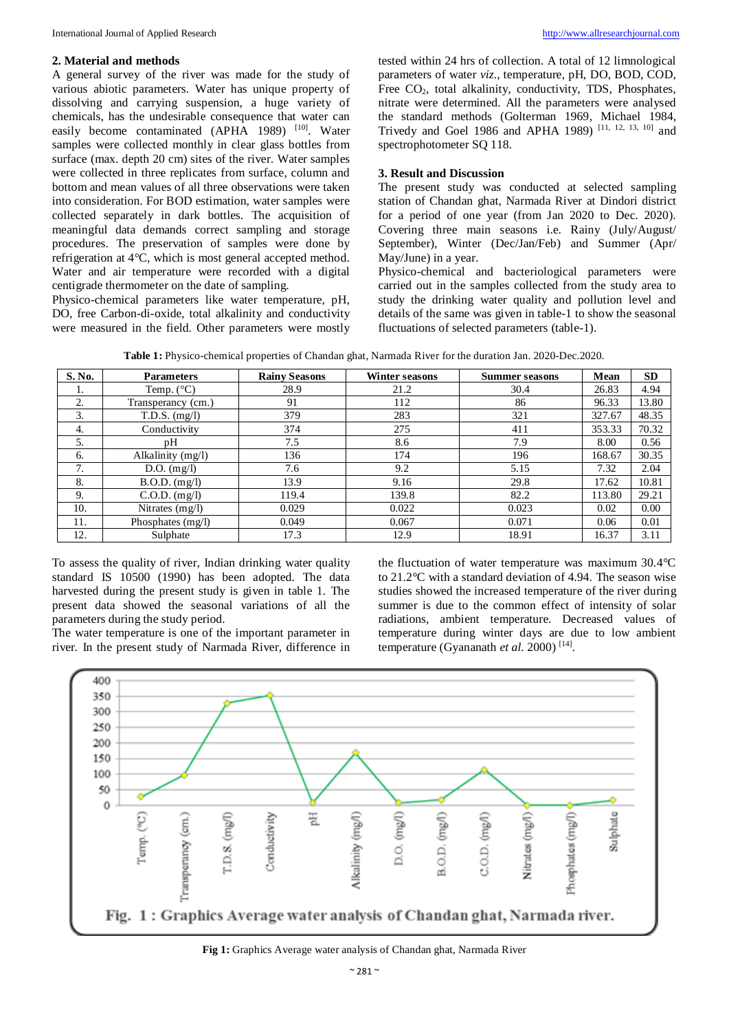## 2. Material and methods

A general survey of the river was made for the study of various abiotic parameters. Water has unique property of dissolving and carrying suspension, a huge variety of chemicals, has the undesirable consequence that water can easily become contaminated (APHA 1989) [10]. Water samples were collected monthly in clear glass bottles from surface (max. depth 20 cm) sites of the river. Water samples were collected in three replicates from surface, column and bottom and mean values of all three observations were taken into consideration. For BOD estimation, water samples were collected separately in dark bottles. The acquisition of meaningful data demands correct sampling and storage procedures. The preservation of samples were done by refrigeration at 4°C, which is most general accepted method. Water and air temperature were recorded with a digital centigrade thermometer on the date of sampling.

Physico-chemical parameters like water temperature, pH, DO, free Carbon-di-oxide, total alkalinity and conductivity were measured in the field. Other parameters were mostly tested within 24 hrs of collection. A total of 12 limnological parameters of water *viz*., temperature, pH, DO, BOD, COD, Free $CO_2$, total alkalinity, conductivity, TDS, Phosphates, nitrate were determined. All the parameters were analysed the standard methods (Golterman 1969, Michael 1984, Trivedy and Goel 1986 and APHA 1989) [11, 12, 13, 10] and spectrophotometer SQ 118.

## 3. Result and Discussion

The present study was conducted at selected sampling station of Chandan ghat, Narmada River at Dindori district for a period of one year (from Jan 2020 to Dec. 2020). Covering three main seasons i.e. Rainy (July/August/ September), Winter (Dec/Jan/Feb) and Summer (Apr/ May/June) in a year.

Physico-chemical and bacteriological parameters were carried out in the samples collected from the study area to study the drinking water quality and pollution level and details of the same was given in table-1 to show the seasonal fluctuations of selected parameters (table-1).

**Table 1:** Physico-chemical properties of Chandan ghat, Narmada River for the duration Jan. 2020-Dec.2020.

| S. No. | Parameters | Rainy Seasons | Winter seasons | Summer seasons | Mean | SD |
|---|---|---|---|---|---|---|
| 1. | Temp. (°C) | 28.9 | 21.2 | 30.4 | 26.83 | 4.94 |
| 2. | Transperancy (cm.) | 91 | 112 | 86 | 96.33 | 13.80 |
| 3. | T.D.S. (mg/l) | 379 | 283 | 321 | 327.67 | 48.35 |
| 4. | Conductivity | 374 | 275 | 411 | 353.33 | 70.32 |
| 5. | pH | 7.5 | 8.6 | 7.9 | 8.00 | 0.56 |
| 6. | Alkalinity (mg/l) | 136 | 174 | 196 | 168.67 | 30.35 |
| 7. | D.O. (mg/l) | 7.6 | 9.2 | 5.15 | 7.32 | 2.04 |
| 8. | B.O.D. (mg/l) | 13.9 | 9.16 | 29.8 | 17.62 | 10.81 |
| 9. | C.O.D. (mg/l) | 119.4 | 139.8 | 82.2 | 113.80 | 29.21 |
| 10. | Nitrates (mg/l) | 0.029 | 0.022 | 0.023 | 0.02 | 0.00 |
| 11. | Phosphates (mg/l) | 0.049 | 0.067 | 0.071 | 0.06 | 0.01 |
| 12. | Sulphate | 17.3 | 12.9 | 18.91 | 16.37 | 3.11 |

To assess the quality of river, Indian drinking water quality standard IS 10500 (1990) has been adopted. The data harvested during the present study is given in table 1. The present data showed the seasonal variations of all the parameters during the study period.

The water temperature is one of the important parameter in river. In the present study of Narmada River, difference in the fluctuation of water temperature was maximum 30.4°C to 21.2°C with a standard deviation of 4.94. The season wise studies showed the increased temperature of the river during summer is due to the common effect of intensity of solar radiations, ambient temperature. Decreased values of temperature during winter days are due to low ambient temperature (Gyananath *et al.* 2000) [14].

**Fig 1:** Graphics Average water analysis of Chandan ghat, Narmada River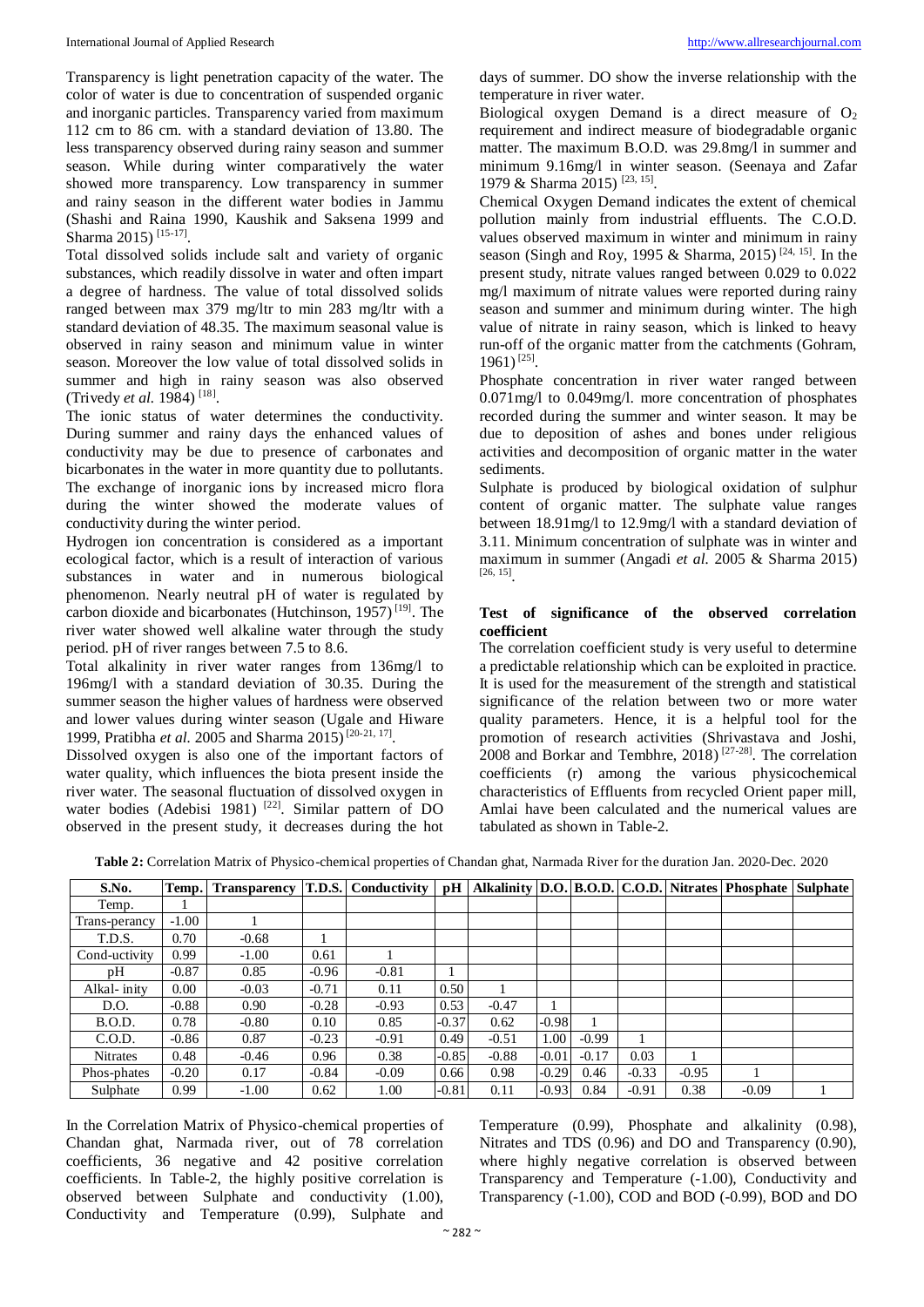Transparency is light penetration capacity of the water. The color of water is due to concentration of suspended organic and inorganic particles. Transparency varied from maximum 112 cm to 86 cm. with a standard deviation of 13.80. The less transparency observed during rainy season and summer season. While during winter comparatively the water showed more transparency. Low transparency in summer and rainy season in the different water bodies in Jammu (Shashi and Raina 1990, Kaushik and Saksena 1999 and Sharma 2015) [15-17].

Total dissolved solids include salt and variety of organic substances, which readily dissolve in water and often impart a degree of hardness. The value of total dissolved solids ranged between max 379 mg/ltr to min 283 mg/ltr with a standard deviation of 48.35. The maximum seasonal value is observed in rainy season and minimum value in winter season. Moreover the low value of total dissolved solids in summer and high in rainy season was also observed (Trivedy *et al.* 1984) [18].

The ionic status of water determines the conductivity. During summer and rainy days the enhanced values of conductivity may be due to presence of carbonates and bicarbonates in the water in more quantity due to pollutants. The exchange of inorganic ions by increased micro flora during the winter showed the moderate values of conductivity during the winter period.

Hydrogen ion concentration is considered as a important ecological factor, which is a result of interaction of various substances in water and in numerous biological phenomenon. Nearly neutral pH of water is regulated by carbon dioxide and bicarbonates (Hutchinson, 1957) [19]. The river water showed well alkaline water through the study period. pH of river ranges between 7.5 to 8.6.

Total alkalinity in river water ranges from 136mg/l to 196mg/l with a standard deviation of 30.35. During the summer season the higher values of hardness were observed and lower values during winter season (Ugale and Hiware 1999, Pratibha *et al.* 2005 and Sharma 2015) [20-21, 17].

Dissolved oxygen is also one of the important factors of water quality, which influences the biota present inside the river water. The seasonal fluctuation of dissolved oxygen in water bodies (Adebisi 1981) [22]. Similar pattern of DO observed in the present study, it decreases during the hot days of summer. DO show the inverse relationship with the temperature in river water.

Biological oxygen Demand is a direct measure of $O_2$ requirement and indirect measure of biodegradable organic matter. The maximum B.O.D. was 29.8mg/l in summer and minimum 9.16mg/l in winter season. (Seenaya and Zafar 1979 & Sharma 2015) [23, 15].

Chemical Oxygen Demand indicates the extent of chemical pollution mainly from industrial effluents. The C.O.D. values observed maximum in winter and minimum in rainy season (Singh and Roy, 1995 & Sharma, 2015) [24, 15]. In the present study, nitrate values ranged between 0.029 to 0.022 mg/l maximum of nitrate values were reported during rainy season and summer and minimum during winter. The high value of nitrate in rainy season, which is linked to heavy run-off of the organic matter from the catchments (Gohram, 1961) [25].

Phosphate concentration in river water ranged between 0.071mg/l to 0.049mg/l. more concentration of phosphates recorded during the summer and winter season. It may be due to deposition of ashes and bones under religious activities and decomposition of organic matter in the water sediments.

Sulphate is produced by biological oxidation of sulphur content of organic matter. The sulphate value ranges between 18.91mg/l to 12.9mg/l with a standard deviation of 3.11. Minimum concentration of sulphate was in winter and maximum in summer (Angadi *et al.* 2005 & Sharma 2015) [26, 15].

### Test of significance of the observed correlation coefficient

The correlation coefficient study is very useful to determine a predictable relationship which can be exploited in practice. It is used for the measurement of the strength and statistical significance of the relation between two or more water quality parameters. Hence, it is a helpful tool for the promotion of research activities (Shrivastava and Joshi, 2008 and Borkar and Tembhre, 2018) [27-28]. The correlation coefficients (r) among the various physicochemical characteristics of Effluents from recycled Orient paper mill, Amlai have been calculated and the numerical values are tabulated as shown in Table-2.

**Table 2:** Correlation Matrix of Physico-chemical properties of Chandan ghat, Narmada River for the duration Jan. 2020-Dec. 2020

| S.No. | Temp. | Transparency | T.D.S. | Conductivity | pH | Alkalinity | D.O. | B.O.D. | C.O.D. | Nitrates | Phosphate | Sulphate |
|---|---|---|---|---|---|---|---|---|---|---|---|---|
| Temp. | 1 | | | | | | | | | | | |
| Trans-perancy | -1.00 | 1 | | | | | | | | | | |
| T.D.S. | 0.70 | -0.68 | 1 | | | | | | | | | |
| Cond-uctivity | 0.99 | -1.00 | 0.61 | 1 | | | | | | | | |
| pH | -0.87 | 0.85 | -0.96 | -0.81 | 1 | | | | | | | |
| Alkal- inity | 0.00 | -0.03 | -0.71 | 0.11 | 0.50 | 1 | | | | | | |
| D.O. | -0.88 | 0.90 | -0.28 | -0.93 | 0.53 | -0.47 | 1 | | | | | |
| B.O.D. | 0.78 | -0.80 | 0.10 | 0.85 | -0.37 | 0.62 | -0.98 | 1 | | | | |
| C.O.D. | -0.86 | 0.87 | -0.23 | -0.91 | 0.49 | -0.51 | 1.00 | -0.99 | 1 | | | |
| Nitrates | 0.48 | -0.46 | 0.96 | 0.38 | -0.85 | -0.88 | -0.01 | -0.17 | 0.03 | 1 | | |
| Phos-phates | -0.20 | 0.17 | -0.84 | -0.09 | 0.66 | 0.98 | -0.29 | 0.46 | -0.33 | -0.95 | 1 | |
| Sulphate | 0.99 | -1.00 | 0.62 | 1.00 | -0.81 | 0.11 | -0.93 | 0.84 | -0.91 | 0.38 | -0.09 | 1 |

In the Correlation Matrix of Physico-chemical properties of Chandan ghat, Narmada river, out of 78 correlation coefficients, 36 negative and 42 positive correlation coefficients. In Table-2, the highly positive correlation is observed between Sulphate and conductivity (1.00), Conductivity and Temperature (0.99), Sulphate and Temperature (0.99), Phosphate and alkalinity (0.98), Nitrates and TDS (0.96) and DO and Transparency (0.90), where highly negative correlation is observed between Transparency and Temperature (-1.00), Conductivity and Transparency (-1.00), COD and BOD (-0.99), BOD and DO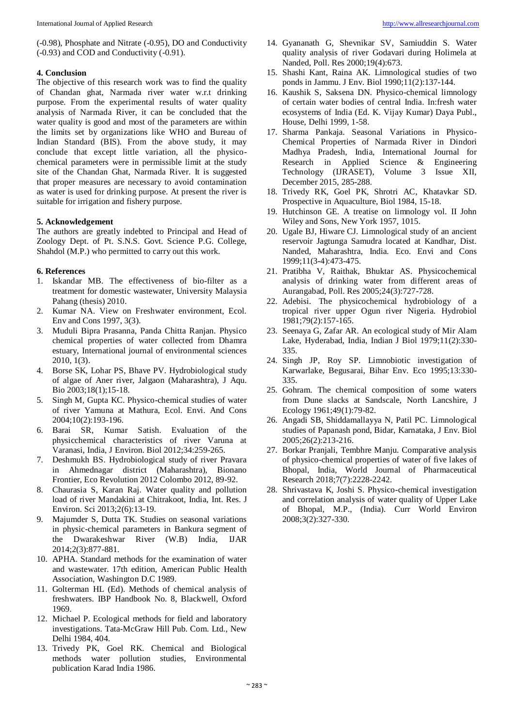(-0.98), Phosphate and Nitrate (-0.95), DO and Conductivity (-0.93) and COD and Conductivity (-0.91).

## 4. Conclusion

The objective of this research work was to find the quality of Chandan ghat, Narmada river water w.r.t drinking purpose. From the experimental results of water quality analysis of Narmada River, it can be concluded that the water quality is good and most of the parameters are within the limits set by organizations like WHO and Bureau of Indian Standard (BIS). From the above study, it may conclude that except little variation, all the physico-chemical parameters were in permissible limit at the study site of the Chandan Ghat, Narmada River. It is suggested that proper measures are necessary to avoid contamination as water is used for drinking purpose. At present the river is suitable for irrigation and fishery purpose.

## 5. Acknowledgement

The authors are greatly indebted to Principal and Head of Zoology Dept. of Pt. S.N.S. Govt. Science P.G. College, Shahdol (M.P.) who permitted to carry out this work.

## 6. References

1. Iskandar MB. The effectiveness of bio-filter as a treatment for domestic wastewater, University Malaysia Pahang (thesis) 2010.
2. Kumar NA. View on Freshwater environment, Ecol. Env and Cons 1997, 3(3).
3. Muduli Bipra Prasanna, Panda Chitta Ranjan. Physico chemical properties of water collected from Dhamra estuary, International journal of environmental sciences 2010, 1(3).
4. Borse SK, Lohar PS, Bhave PV. Hydrobiological study of algae of Aner river, Jalgaon (Maharashtra), J Aqu. Bio 2003;18(1);15-18.
5. Singh M, Gupta KC. Physico-chemical studies of water of river Yamuna at Mathura, Ecol. Envi. And Cons 2004;10(2):193-196.
6. Barai SR, Kumar Satish. Evaluation of the physicchemical characteristics of river Varuna at Varanasi, India, J Environ. Biol 2012;34:259-265.
7. Deshmukh BS. Hydrobiological study of river Pravara in Ahmednagar district (Maharashtra), Bionano Frontier, Eco Revolution 2012 Colombo 2012, 89-92.
8. Chaurasia S, Karan Raj. Water quality and pollution load of river Mandakini at Chitrakoot, India, Int. Res. J Environ. Sci 2013;2(6):13-19.
9. Majumder S, Dutta TK. Studies on seasonal variations in physic-chemical parameters in Bankura segment of the Dwarakeshwar River (W.B) India, IJAR 2014;2(3):877-881.
10. APHA. Standard methods for the examination of water and wastewater. 17th edition, American Public Health Association, Washington D.C 1989.
11. Golterman HL (Ed). Methods of chemical analysis of freshwaters. IBP Handbook No. 8, Blackwell, Oxford 1969.
12. Michael P. Ecological methods for field and laboratory investigations. Tata-McGraw Hill Pub. Com. Ltd., New Delhi 1984, 404.
13. Trivedy PK, Goel RK. Chemical and Biological methods water pollution studies, Environmental publication Karad India 1986.
14. Gyananath G, Shevnikar SV, Samiuddin S. Water quality analysis of river Godavari during Holimela at Nanded, Poll. Res 2000;19(4):673.
15. Shashi Kant, Raina AK. Limnological studies of two ponds in Jammu. J Env. Biol 1990;11(2):137-144.
16. Kaushik S, Saksena DN. Physico-chemical limnology of certain water bodies of central India. In:fresh water ecosystems of India (Ed. K. Vijay Kumar) Daya Publ., House, Delhi 1999, 1-58.
17. Sharma Pankaja. Seasonal Variations in Physico-Chemical Properties of Narmada River in Dindori Madhya Pradesh, India, International Journal for Research in Applied Science & Engineering Technology (IJRASET), Volume 3 Issue XII, December 2015, 285-288.
18. Trivedy RK, Goel PK, Shrotri AC, Khatavkar SD. Prospective in Aquaculture, Biol 1984, 15-18.
19. Hutchinson GE. A treatise on limnology vol. II John Wiley and Sons, New York 1957, 1015.
20. Ugale BJ, Hiware CJ. Limnological study of an ancient reservoir Jagtunga Samudra located at Kandhar, Dist. Nanded, Maharashtra, India. Eco. Envi and Cons 1999;11(3-4):473-475.
21. Pratibha V, Raithak, Bhuktar AS. Physicochemical analysis of drinking water from different areas of Aurangabad, Poll. Res 2005;24(3):727-728.
22. Adebisi. The physicochemical hydrobiology of a tropical river upper Ogun river Nigeria. Hydrobiol 1981;79(2):157-165.
23. Seenaya G, Zafar AR. An ecological study of Mir Alam Lake, Hyderabad, India, Indian J Biol 1979;11(2):330-335.
24. Singh JP, Roy SP. Limnobiotic investigation of Karwarlake, Begusarai, Bihar Env. Eco 1995;13:330-335.
25. Gohram. The chemical composition of some waters from Dune slacks at Sandscale, North Lancshire, J Ecology 1961;49(1):79-82.
26. Angadi SB, Shiddamallayya N, Patil PC. Limnological studies of Papanash pond, Bidar, Karnataka, J Env. Biol 2005;26(2):213-216.
27. Borkar Pranjali, Tembhre Manju. Comparative analysis of physico-chemical properties of water of five lakes of Bhopal, India, World Journal of Pharmaceutical Research 2018;7(7):2228-2242.
28. Shrivastava K, Joshi S. Physico-chemical investigation and correlation analysis of water quality of Upper Lake of Bhopal, M.P., (India). Curr World Environ 2008;3(2):327-330.